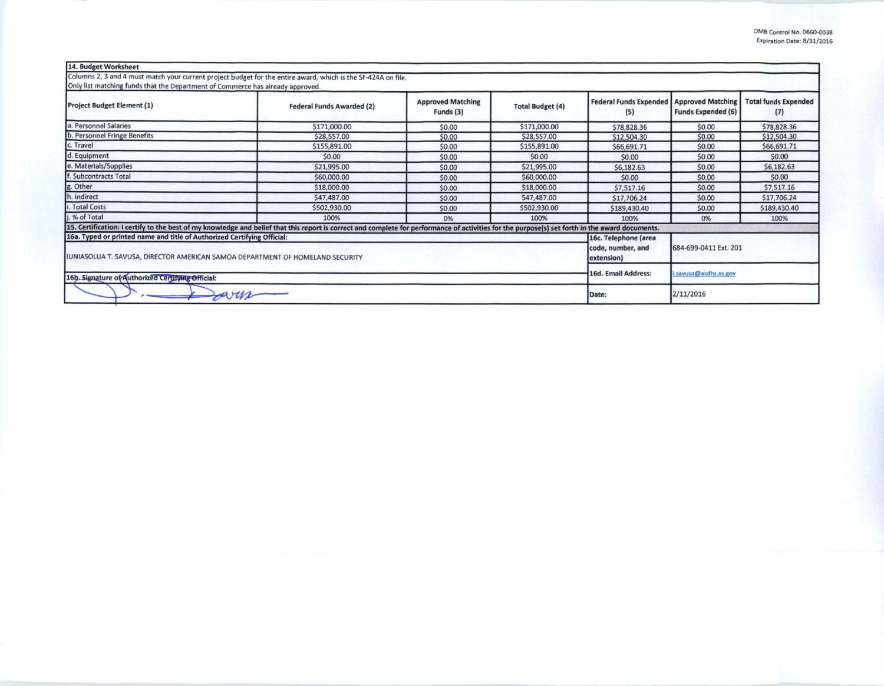OMB Control No. 0660-0038
Expiration Date: 8/31/2016

**14. Budget Worksheet**

Columns 2, 3 and 4 must match your current project budget for the entire award, which is the SF-424A on file.
Only list matching funds that the Department of Commerce has already approved.

| Project Budget Element (1) | Federal Funds Awarded (2) | Approved Matching Funds (3) | Total Budget (4) | Federal Funds Expended (5) | Approved Matching Funds Expended (6) | Total funds Expended (7) |
|---|---|---|---|---|---|---|
| a. Personnel Salaries | $171,000.00 | $0.00 | $171,000.00 | $78,828.36 | $0.00 | $78,828.36 |
| b. Personnel Fringe Benefits | $28,557.00 | $0.00 | $28,557.00 | $12,504.30 | $0.00 | $12,504.30 |
| c. Travel | $155,891.00 | $0.00 | $155,891.00 | $66,691.71 | $0.00 | $66,691.71 |
| d. Equipment | $0.00 | $0.00 | $0.00 | $0.00 | $0.00 | $0.00 |
| e. Materials/Supplies | $21,995.00 | $0.00 | $21,995.00 | $6,182.63 | $0.00 | $6,182.63 |
| f. Subcontracts Total | $60,000.00 | $0.00 | $60,000.00 | $0.00 | $0.00 | $0.00 |
| g. Other | $18,000.00 | $0.00 | $18,000.00 | $7,517.16 | $0.00 | $7,517.16 |
| h. Indirect | $47,487.00 | $0.00 | $47,487.00 | $17,706.24 | $0.00 | $17,706.24 |
| i. Total Costs | $502,930.00 | $0.00 | $502,930.00 | $189,430.40 | $0.00 | $189,430.40 |
| j. % of Total | 100% | 0% | 100% | 100% | 0% | 100% |

**15. Certification: I certify to the best of my knowledge and belief that this report is correct and complete for performance of activities for the purpose(s) set forth in the award documents.**

| | | |
|---|---|---|
| **16a. Typed or printed name and title of Authorized Certifying Official:** IUNIASOLUA T. SAVUSA, DIRECTOR AMERICAN SAMOA DEPARTMENT OF HOMELAND SECURITY | **16c. Telephone (area code, number, and extension)** | 684-699-0411 Ext. 201 |
| **16b. Signature of Authorized Certifying Official:** | **16d. Email Address:** | i.savusa@asdhs.as.gov |
| [Signature] | **Date:** | 2/11/2016 |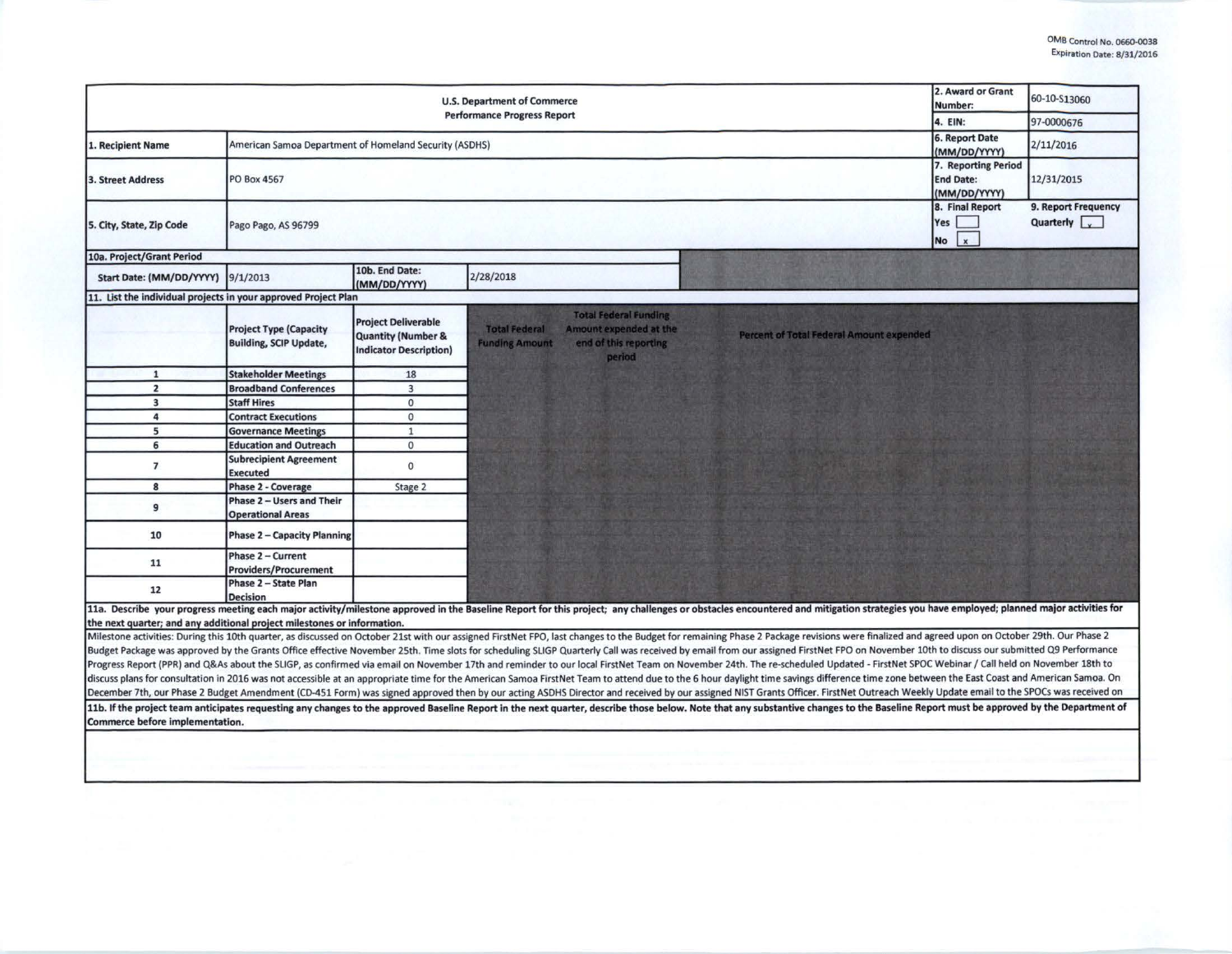OMB Control No. 0660-0038
Expiration Date: 8/31/2016

| U.S. Department of Commerce Performance Progress Report | | 2. Award or Grant Number: | 60-10-S13060 |
|---|---|---|---|
| | | 4. EIN: | 97-0000676 |
| 1. Recipient Name | American Samoa Department of Homeland Security (ASDHS) | 6. Report Date (MM/DD/YYYY) | 2/11/2016 |
| 3. Street Address | PO Box 4567 | 7. Reporting Period End Date: (MM/DD/YYYY) | 12/31/2015 |
| 5. City, State, Zip Code | Pago Pago, AS 96799 | 8. Final Report Yes [ ] No [x] | 9. Report Frequency Quarterly [x] |

**10a. Project/Grant Period**

| Start Date: (MM/DD/YYYY) | 9/1/2013 | 10b. End Date: (MM/DD/YYYY) | 2/28/2018 |
|---|---|---|---|

**11. List the individual projects in your approved Project Plan**

| | Project Type (Capacity Building, SCIP Update, | Project Deliverable Quantity (Number & Indicator Description) | Total Federal Funding Amount | Total Federal Funding Amount expended at the end of this reporting period | Percent of Total Federal Amount expended |
|---|---|---|---|---|---|
| 1 | Stakeholder Meetings | 18 | | | |
| 2 | Broadband Conferences | 3 | | | |
| 3 | Staff Hires | 0 | | | |
| 4 | Contract Executions | 0 | | | |
| 5 | Governance Meetings | 1 | | | |
| 6 | Education and Outreach | 0 | | | |
| 7 | Subrecipient Agreement Executed | 0 | | | |
| 8 | Phase 2 - Coverage | Stage 2 | | | |
| 9 | Phase 2 – Users and Their Operational Areas | | | | |
| 10 | Phase 2 – Capacity Planning | | | | |
| 11 | Phase 2 – Current Providers/Procurement | | | | |
| 12 | Phase 2 – State Plan Decision | | | | |

**11a. Describe your progress meeting each major activity/milestone approved in the Baseline Report for this project; any challenges or obstacles encountered and mitigation strategies you have employed; planned major activities for the next quarter; and any additional project milestones or information.**

Milestone activities: During this 10th quarter, as discussed on October 21st with our assigned FirstNet FPO, last changes to the Budget for remaining Phase 2 Package revisions were finalized and agreed upon on October 29th. Our Phase 2 Budget Package was approved by the Grants Office effective November 25th. Time slots for scheduling SLIGP Quarterly Call was received by email from our assigned FirstNet FPO on November 10th to discuss our submitted Q9 Performance Progress Report (PPR) and Q&As about the SLIGP, as confirmed via email on November 17th and reminder to our local FirstNet Team on November 24th. The re-scheduled Updated - FirstNet SPOC Webinar / Call held on November 18th to discuss plans for consultation in 2016 was not accessible at an appropriate time for the American Samoa FirstNet Team to attend due to the 6 hour daylight time savings difference time zone between the East Coast and American Samoa. On December 7th, our Phase 2 Budget Amendment (CD-451 Form) was signed approved then by our acting ASDHS Director and received by our assigned NIST Grants Officer. FirstNet Outreach Weekly Update email to the SPOCs was received on

**11b. If the project team anticipates requesting any changes to the approved Baseline Report in the next quarter, describe those below. Note that any substantive changes to the Baseline Report must be approved by the Department of Commerce before implementation.**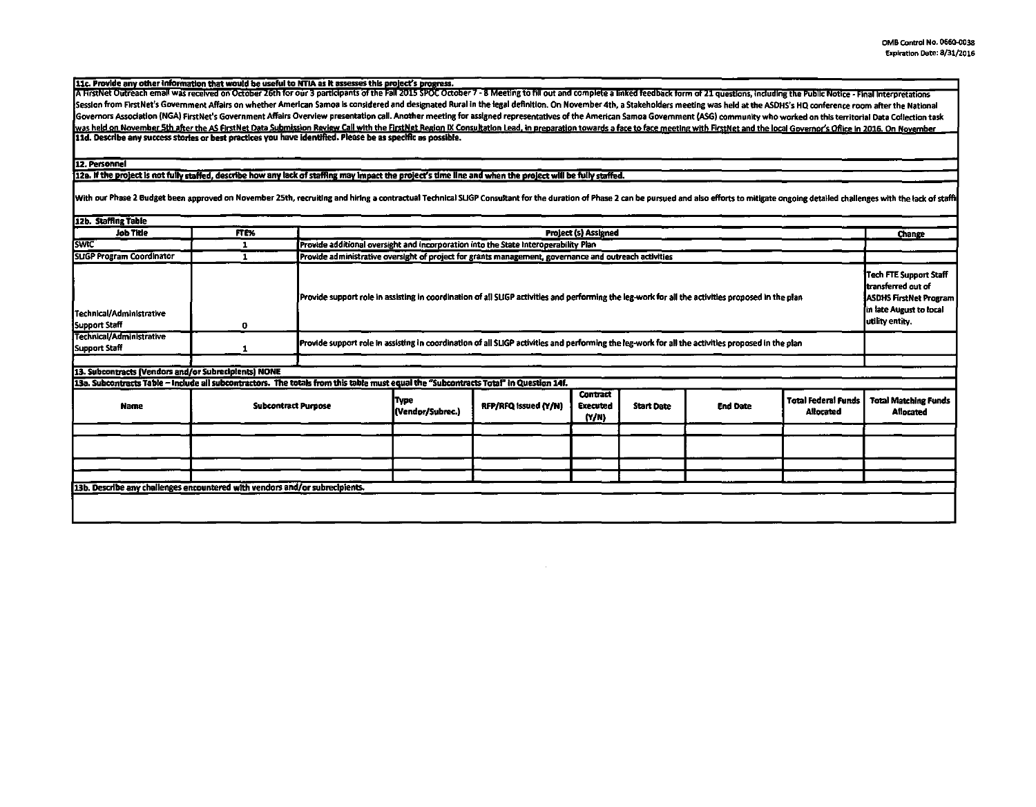OMB Control No. 0660-0038
Expiration Date: 8/31/2016

**11c. Provide any other information that would be useful to NTIA as it assesses this project's progress.**

A FirstNet Outreach email was received on October 26th for our 3 participants of the Fall 2015 SPOC October 7 - 8 Meeting to fill out and complete a linked feedback form of 21 questions, including the Public Notice - Final Interpretations Session from FirstNet's Government Affairs on whether American Samoa is considered and designated Rural in the legal definition. On November 4th, a Stakeholders meeting was held at the ASDHS's HQ conference room after the National Governors Association (NGA) FirstNet's Government Affairs Overview presentation call. Another meeting for assigned representatives of the American Samoa Government (ASG) community who worked on this territorial Data Collection task was held on November 5th after the AS FirstNet Data Submission Review Call with the FirstNet Region IX Consultation Lead, in preparation towards a face to face meeting with FirstNet and the local Governor's Office in 2016. On November

**11d. Describe any success stories or best practices you have identified. Please be as specific as possible.**

**12. Personnel**

**12a. If the project is not fully staffed, describe how any lack of staffing may impact the project's time line and when the project will be fully staffed.**

With our Phase 2 Budget been approved on November 25th, recruiting and hiring a contractual Technical SLIGP Consultant for the duration of Phase 2 can be pursued and also efforts to mitigate ongoing detailed challenges with the lack of staffi

**12b. Staffing Table**

| Job Title | FTE% | Project (s) Assigned | Change |
|---|---|---|---|
| SWIC | 1 | Provide additional oversight and incorporation into the State Interoperability Plan | |
| SLIGP Program Coordinator | 1 | Provide administrative oversight of project for grants management, governance and outreach activities | |
| Technical/Administrative Support Staff | 0 | Provide support role in assisting in coordination of all SLIGP activities and performing the leg-work for all the activities proposed in the plan | Tech FTE Support Staff transferred out of ASDHS FirstNet Program in late August to local utility entity. |
| Technical/Administrative Support Staff | 1 | Provide support role in assisting in coordination of all SLIGP activities and performing the leg-work for all the activities proposed in the plan | |

**13. Subcontracts (Vendors and/or Subrecipients) NONE**

**13a. Subcontracts Table – Include all subcontractors. The totals from this table must equal the "Subcontracts Total" in Question 14f.**

| Name | Subcontract Purpose | Type (Vendor/Subrec.) | RFP/RFQ Issued (Y/N) | Contract Executed (Y/N) | Start Date | End Date | Total Federal Funds Allocated | Total Matching Funds Allocated |
|---|---|---|---|---|---|---|---|---|
| | | | | | | | | |
| | | | | | | | | |
| | | | | | | | | |
| | | | | | | | | |

**13b. Describe any challenges encountered with vendors and/or subrecipients.**